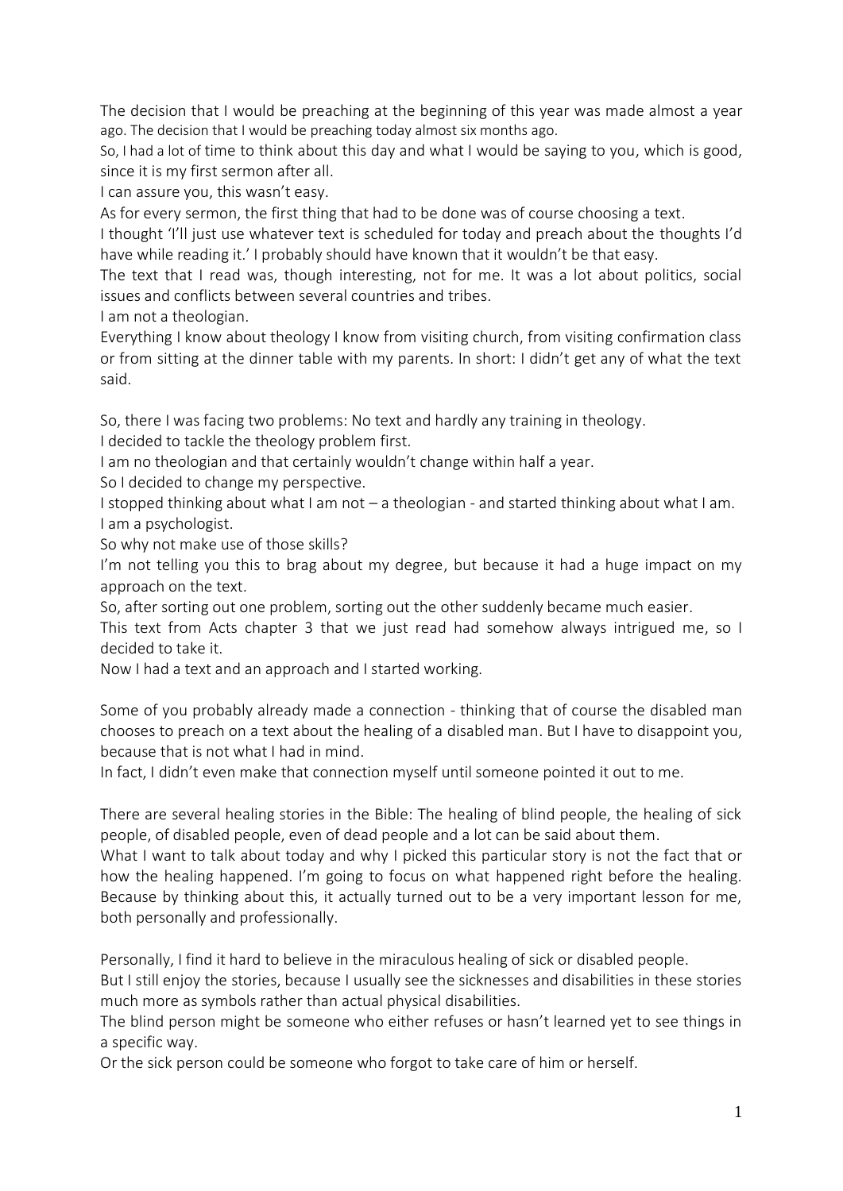The decision that I would be preaching at the beginning of this year was made almost a year ago. The decision that I would be preaching today almost six months ago.

So, I had a lot of time to think about this day and what I would be saying to you, which is good, since it is my first sermon after all.

I can assure you, this wasn't easy.

As for every sermon, the first thing that had to be done was of course choosing a text.

I thought 'I'll just use whatever text is scheduled for today and preach about the thoughts I'd have while reading it.' I probably should have known that it wouldn't be that easy.

The text that I read was, though interesting, not for me. It was a lot about politics, social issues and conflicts between several countries and tribes.

I am not a theologian.

Everything I know about theology I know from visiting church, from visiting confirmation class or from sitting at the dinner table with my parents. In short: I didn't get any of what the text said.

So, there I was facing two problems: No text and hardly any training in theology.

I decided to tackle the theology problem first.

I am no theologian and that certainly wouldn't change within half a year.

So I decided to change my perspective.

I stopped thinking about what I am not – a theologian - and started thinking about what I am.

I am a psychologist.

So why not make use of those skills?

I'm not telling you this to brag about my degree, but because it had a huge impact on my approach on the text.

So, after sorting out one problem, sorting out the other suddenly became much easier.

This text from Acts chapter 3 that we just read had somehow always intrigued me, so I decided to take it.

Now I had a text and an approach and I started working.

Some of you probably already made a connection - thinking that of course the disabled man chooses to preach on a text about the healing of a disabled man. But I have to disappoint you, because that is not what I had in mind.

In fact, I didn't even make that connection myself until someone pointed it out to me.

There are several healing stories in the Bible: The healing of blind people, the healing of sick people, of disabled people, even of dead people and a lot can be said about them.

What I want to talk about today and why I picked this particular story is not the fact that or how the healing happened. I'm going to focus on what happened right before the healing. Because by thinking about this, it actually turned out to be a very important lesson for me, both personally and professionally.

Personally, I find it hard to believe in the miraculous healing of sick or disabled people.

But I still enjoy the stories, because I usually see the sicknesses and disabilities in these stories much more as symbols rather than actual physical disabilities.

The blind person might be someone who either refuses or hasn't learned yet to see things in a specific way.

Or the sick person could be someone who forgot to take care of him or herself.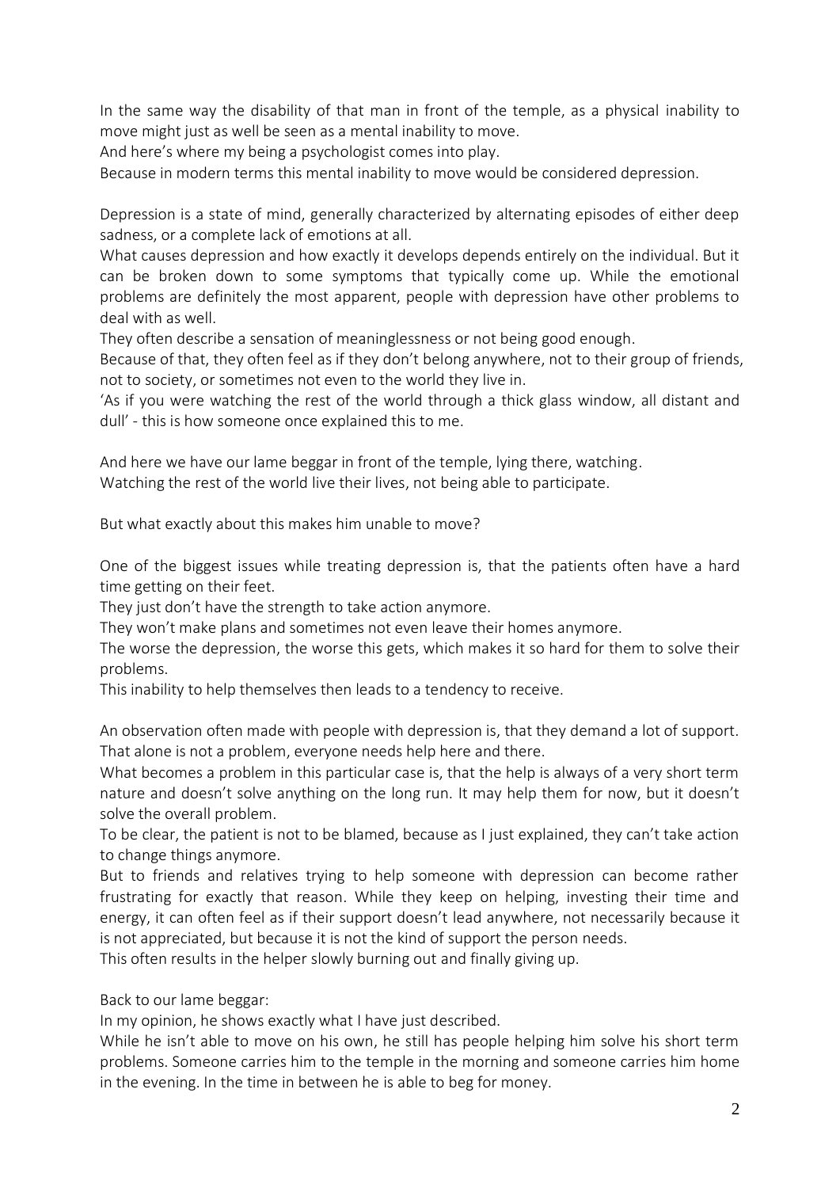In the same way the disability of that man in front of the temple, as a physical inability to move might just as well be seen as a mental inability to move.
And here's where my being a psychologist comes into play.
Because in modern terms this mental inability to move would be considered depression.

Depression is a state of mind, generally characterized by alternating episodes of either deep sadness, or a complete lack of emotions at all.
What causes depression and how exactly it develops depends entirely on the individual. But it can be broken down to some symptoms that typically come up. While the emotional problems are definitely the most apparent, people with depression have other problems to deal with as well.
They often describe a sensation of meaninglessness or not being good enough.
Because of that, they often feel as if they don't belong anywhere, not to their group of friends, not to society, or sometimes not even to the world they live in.
'As if you were watching the rest of the world through a thick glass window, all distant and dull' - this is how someone once explained this to me.

And here we have our lame beggar in front of the temple, lying there, watching.
Watching the rest of the world live their lives, not being able to participate.

But what exactly about this makes him unable to move?

One of the biggest issues while treating depression is, that the patients often have a hard time getting on their feet.
They just don't have the strength to take action anymore.
They won't make plans and sometimes not even leave their homes anymore.
The worse the depression, the worse this gets, which makes it so hard for them to solve their problems.
This inability to help themselves then leads to a tendency to receive.

An observation often made with people with depression is, that they demand a lot of support.
That alone is not a problem, everyone needs help here and there.
What becomes a problem in this particular case is, that the help is always of a very short term nature and doesn't solve anything on the long run. It may help them for now, but it doesn't solve the overall problem.
To be clear, the patient is not to be blamed, because as I just explained, they can't take action to change things anymore.
But to friends and relatives trying to help someone with depression can become rather frustrating for exactly that reason. While they keep on helping, investing their time and energy, it can often feel as if their support doesn't lead anywhere, not necessarily because it is not appreciated, but because it is not the kind of support the person needs.
This often results in the helper slowly burning out and finally giving up.

Back to our lame beggar:
In my opinion, he shows exactly what I have just described.
While he isn't able to move on his own, he still has people helping him solve his short term problems. Someone carries him to the temple in the morning and someone carries him home in the evening. In the time in between he is able to beg for money.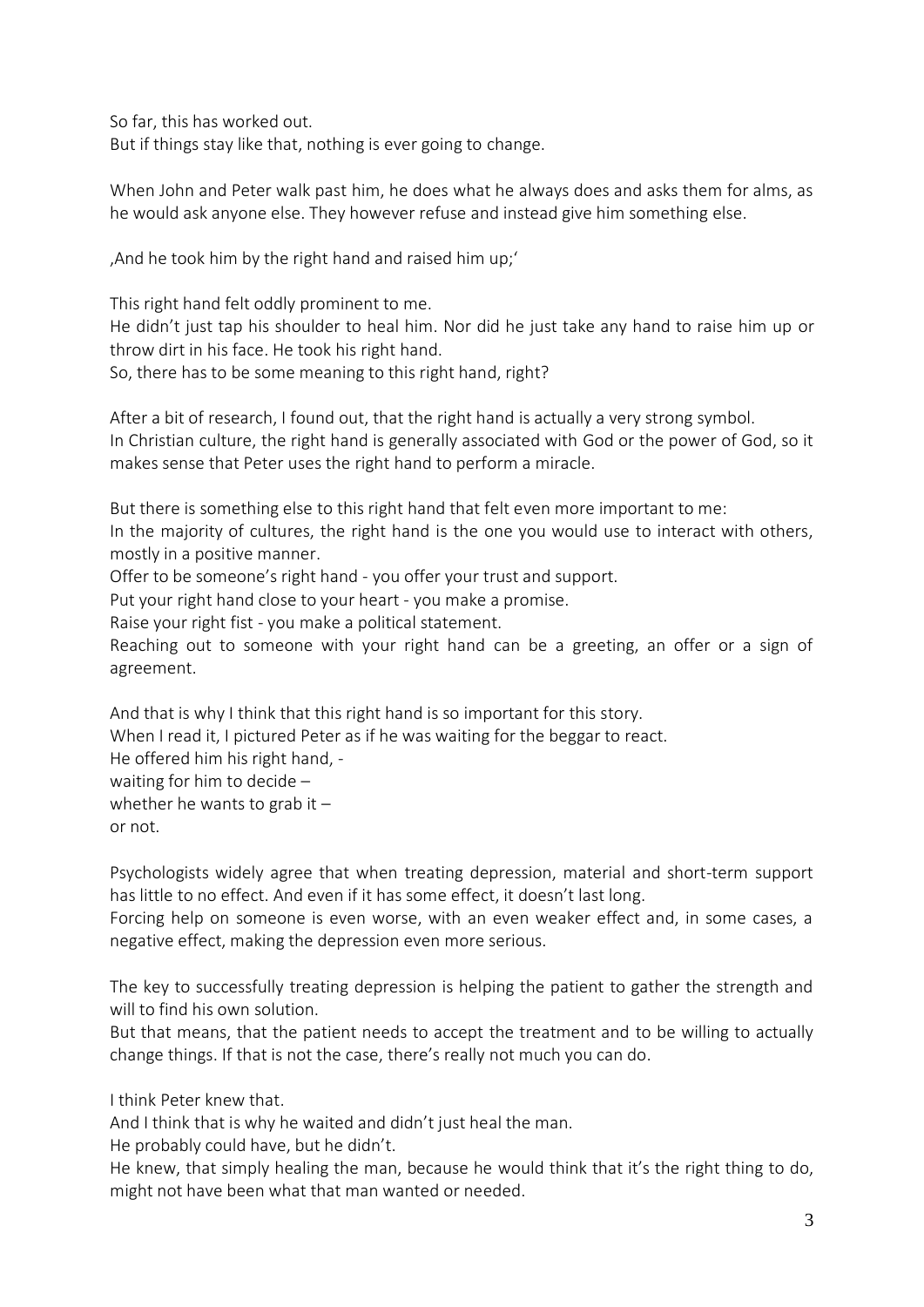So far, this has worked out.
But if things stay like that, nothing is ever going to change.

When John and Peter walk past him, he does what he always does and asks them for alms, as he would ask anyone else. They however refuse and instead give him something else.

‚And he took him by the right hand and raised him up;‘

This right hand felt oddly prominent to me.
He didn't just tap his shoulder to heal him. Nor did he just take any hand to raise him up or throw dirt in his face. He took his right hand.
So, there has to be some meaning to this right hand, right?

After a bit of research, I found out, that the right hand is actually a very strong symbol.
In Christian culture, the right hand is generally associated with God or the power of God, so it makes sense that Peter uses the right hand to perform a miracle.

But there is something else to this right hand that felt even more important to me:
In the majority of cultures, the right hand is the one you would use to interact with others, mostly in a positive manner.
Offer to be someone's right hand - you offer your trust and support.
Put your right hand close to your heart - you make a promise.
Raise your right fist - you make a political statement.
Reaching out to someone with your right hand can be a greeting, an offer or a sign of agreement.

And that is why I think that this right hand is so important for this story.
When I read it, I pictured Peter as if he was waiting for the beggar to react.
He offered him his right hand, -
waiting for him to decide –
whether he wants to grab it –
or not.

Psychologists widely agree that when treating depression, material and short-term support has little to no effect. And even if it has some effect, it doesn't last long.
Forcing help on someone is even worse, with an even weaker effect and, in some cases, a negative effect, making the depression even more serious.

The key to successfully treating depression is helping the patient to gather the strength and will to find his own solution.
But that means, that the patient needs to accept the treatment and to be willing to actually change things. If that is not the case, there's really not much you can do.

I think Peter knew that.
And I think that is why he waited and didn't just heal the man.
He probably could have, but he didn't.
He knew, that simply healing the man, because he would think that it's the right thing to do, might not have been what that man wanted or needed.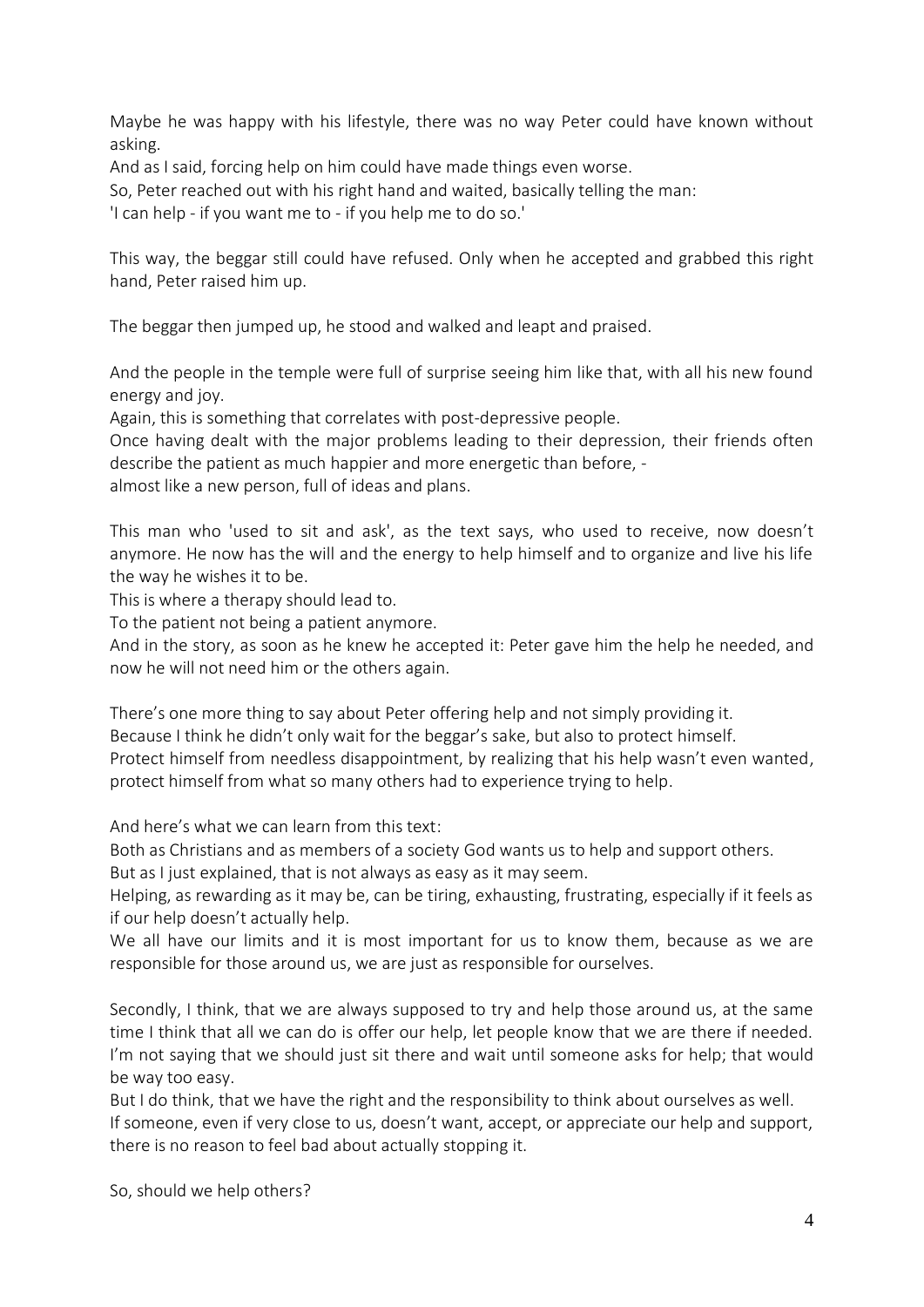Maybe he was happy with his lifestyle, there was no way Peter could have known without asking.
And as I said, forcing help on him could have made things even worse.
So, Peter reached out with his right hand and waited, basically telling the man:
'I can help - if you want me to - if you help me to do so.'

This way, the beggar still could have refused. Only when he accepted and grabbed this right hand, Peter raised him up.

The beggar then jumped up, he stood and walked and leapt and praised.

And the people in the temple were full of surprise seeing him like that, with all his new found energy and joy.
Again, this is something that correlates with post-depressive people.
Once having dealt with the major problems leading to their depression, their friends often describe the patient as much happier and more energetic than before, -
almost like a new person, full of ideas and plans.

This man who 'used to sit and ask', as the text says, who used to receive, now doesn't anymore. He now has the will and the energy to help himself and to organize and live his life the way he wishes it to be.
This is where a therapy should lead to.
To the patient not being a patient anymore.
And in the story, as soon as he knew he accepted it: Peter gave him the help he needed, and now he will not need him or the others again.

There's one more thing to say about Peter offering help and not simply providing it.
Because I think he didn't only wait for the beggar's sake, but also to protect himself.
Protect himself from needless disappointment, by realizing that his help wasn't even wanted, protect himself from what so many others had to experience trying to help.

And here's what we can learn from this text:
Both as Christians and as members of a society God wants us to help and support others.
But as I just explained, that is not always as easy as it may seem.
Helping, as rewarding as it may be, can be tiring, exhausting, frustrating, especially if it feels as if our help doesn't actually help.
We all have our limits and it is most important for us to know them, because as we are responsible for those around us, we are just as responsible for ourselves.

Secondly, I think, that we are always supposed to try and help those around us, at the same time I think that all we can do is offer our help, let people know that we are there if needed.
I'm not saying that we should just sit there and wait until someone asks for help; that would be way too easy.
But I do think, that we have the right and the responsibility to think about ourselves as well.
If someone, even if very close to us, doesn't want, accept, or appreciate our help and support, there is no reason to feel bad about actually stopping it.

So, should we help others?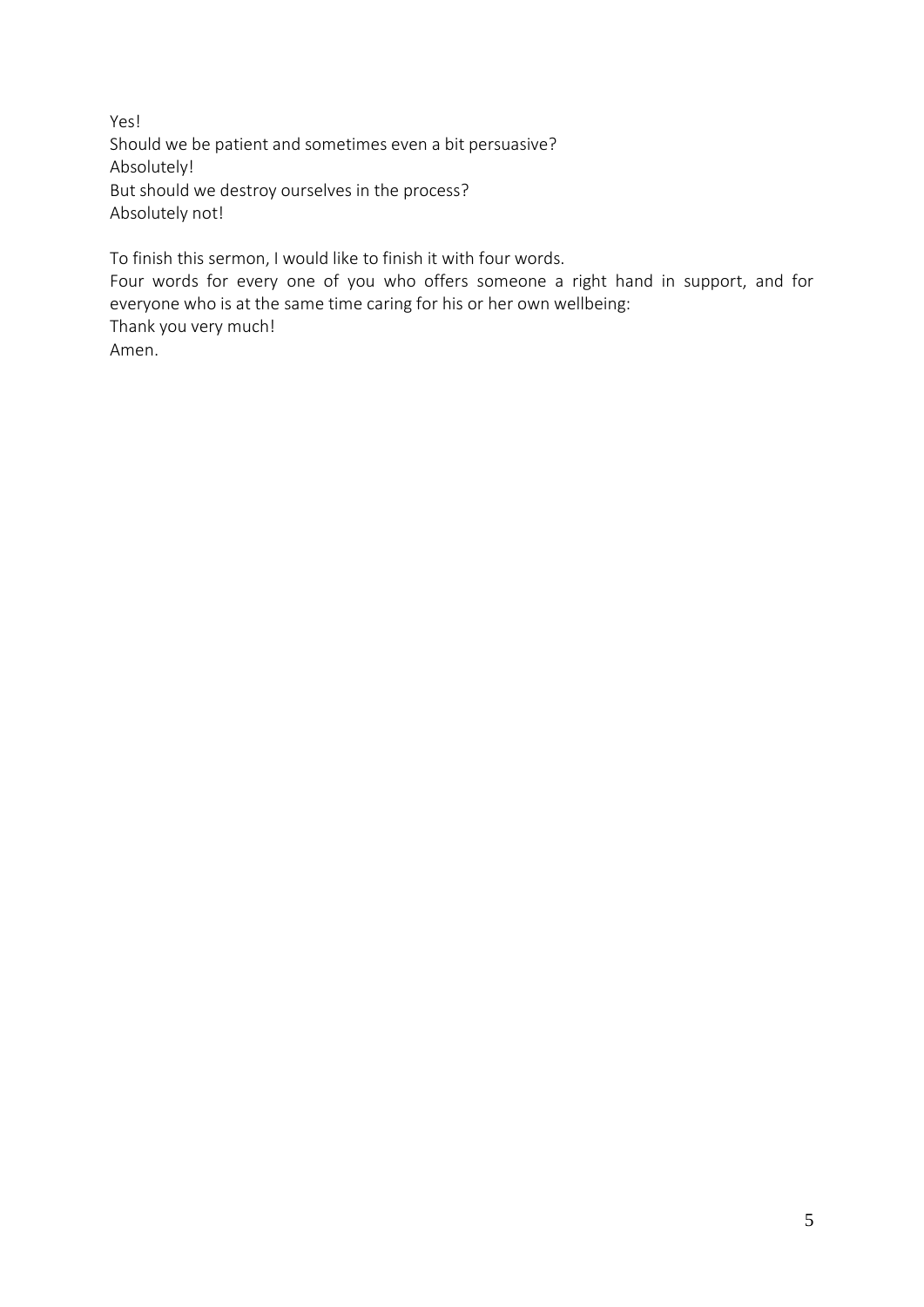Yes!
Should we be patient and sometimes even a bit persuasive?
Absolutely!
But should we destroy ourselves in the process?
Absolutely not!

To finish this sermon, I would like to finish it with four words.
Four words for every one of you who offers someone a right hand in support, and for everyone who is at the same time caring for his or her own wellbeing:
Thank you very much!
Amen.